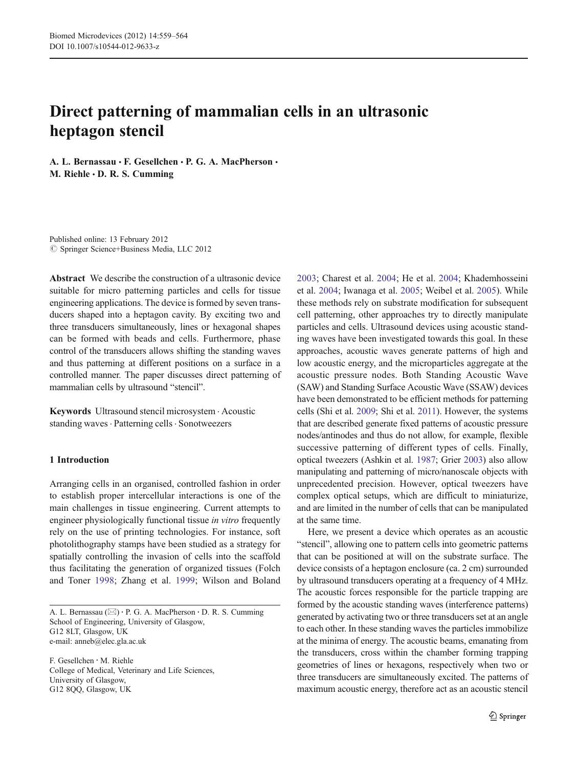# Direct patterning of mammalian cells in an ultrasonic heptagon stencil

**A. L. Bernassau · F. Gesellchen · P. G. A. MacPherson · M. Riehle · D. R. S. Cumming**

Published online: 13 February 2012
© Springer Science+Business Media, LLC 2012

**Abstract** We describe the construction of a ultrasonic device suitable for micro patterning particles and cells for tissue engineering applications. The device is formed by seven transducers shaped into a heptagon cavity. By exciting two and three transducers simultaneously, lines or hexagonal shapes can be formed with beads and cells. Furthermore, phase control of the transducers allows shifting the standing waves and thus patterning at different positions on a surface in a controlled manner. The paper discusses direct patterning of mammalian cells by ultrasound "stencil".

**Keywords** Ultrasound stencil microsystem · Acoustic standing waves · Patterning cells · Sonotweezers

## 1 Introduction

Arranging cells in an organised, controlled fashion in order to establish proper intercellular interactions is one of the main challenges in tissue engineering. Current attempts to engineer physiologically functional tissue *in vitro* frequently rely on the use of printing technologies. For instance, soft photolithography stamps have been studied as a strategy for spatially controlling the invasion of cells into the scaffold thus facilitating the generation of organized tissues (Folch and Toner 1998; Zhang et al. 1999; Wilson and Boland 2003; Charest et al. 2004; He et al. 2004; Khademhosseini et al. 2004; Iwanaga et al. 2005; Weibel et al. 2005). While these methods rely on substrate modification for subsequent cell patterning, other approaches try to directly manipulate particles and cells. Ultrasound devices using acoustic standing waves have been investigated towards this goal. In these approaches, acoustic waves generate patterns of high and low acoustic energy, and the microparticles aggregate at the acoustic pressure nodes. Both Standing Acoustic Wave (SAW) and Standing Surface Acoustic Wave (SSAW) devices have been demonstrated to be efficient methods for patterning cells (Shi et al. 2009; Shi et al. 2011). However, the systems that are described generate fixed patterns of acoustic pressure nodes/antinodes and thus do not allow, for example, flexible successive patterning of different types of cells. Finally, optical tweezers (Ashkin et al. 1987; Grier 2003) also allow manipulating and patterning of micro/nanoscale objects with unprecedented precision. However, optical tweezers have complex optical setups, which are difficult to miniaturize, and are limited in the number of cells that can be manipulated at the same time.

Here, we present a device which operates as an acoustic "stencil", allowing one to pattern cells into geometric patterns that can be positioned at will on the substrate surface. The device consists of a heptagon enclosure (ca. 2 cm) surrounded by ultrasound transducers operating at a frequency of 4 MHz. The acoustic forces responsible for the particle trapping are formed by the acoustic standing waves (interference patterns) generated by activating two or three transducers set at an angle to each other. In these standing waves the particles immobilize at the minima of energy. The acoustic beams, emanating from the transducers, cross within the chamber forming trapping geometries of lines or hexagons, respectively when two or three transducers are simultaneously excited. The patterns of maximum acoustic energy, therefore act as an acoustic stencil

A. L. Bernassau (✉) · P. G. A. MacPherson · D. R. S. Cumming
School of Engineering, University of Glasgow,
G12 8LT, Glasgow, UK
e-mail: anneb@elec.gla.ac.uk

F. Gesellchen · M. Riehle
College of Medical, Veterinary and Life Sciences,
University of Glasgow,
G12 8QQ, Glasgow, UK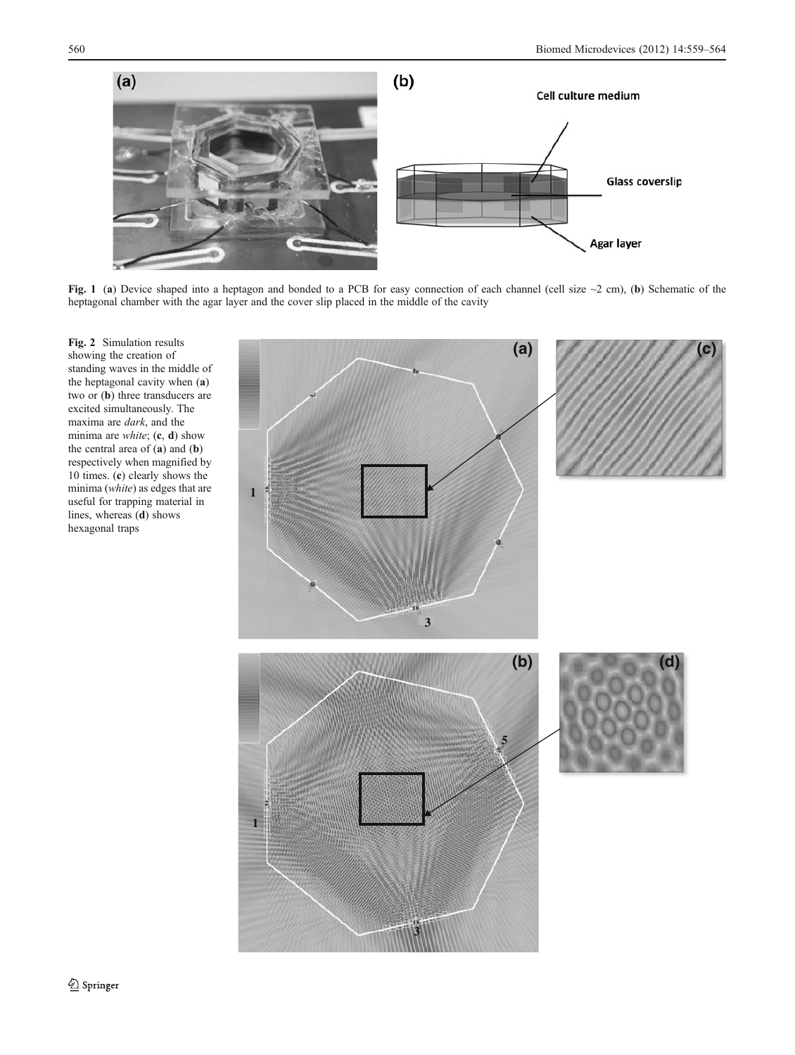**Fig. 1** (**a**) Device shaped into a heptagon and bonded to a PCB for easy connection of each channel (cell size ~2 cm), (**b**) Schematic of the heptagonal chamber with the agar layer and the cover slip placed in the middle of the cavity

**Fig. 2** Simulation results showing the creation of standing waves in the middle of the heptagonal cavity when (**a**) two or (**b**) three transducers are excited simultaneously. The maxima are *dark*, and the minima are *white*; (**c**, **d**) show the central area of (**a**) and (**b**) respectively when magnified by 10 times. (**c**) clearly shows the minima (*white*) as edges that are useful for trapping material in lines, whereas (**d**) shows hexagonal traps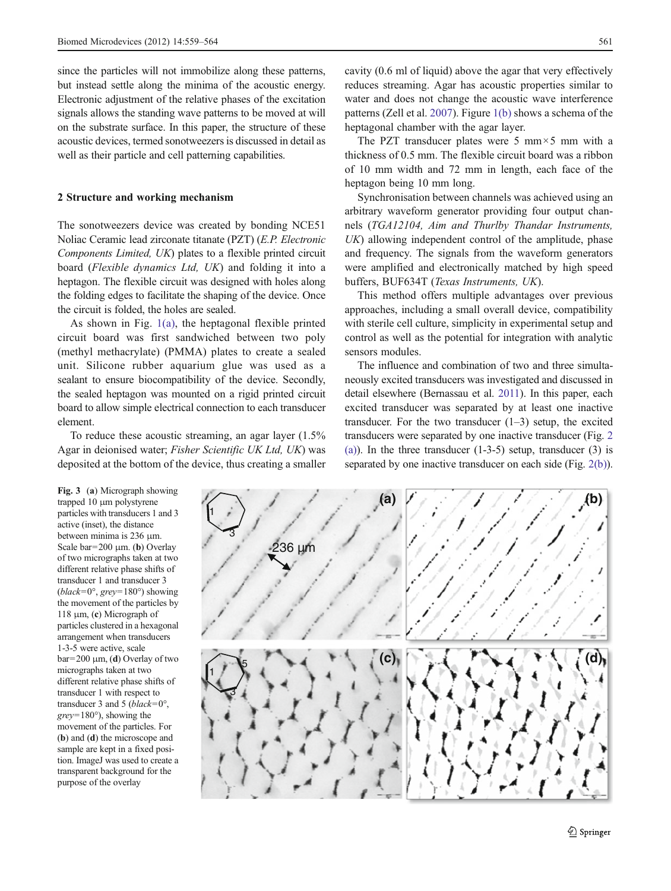since the particles will not immobilize along these patterns, but instead settle along the minima of the acoustic energy. Electronic adjustment of the relative phases of the excitation signals allows the standing wave patterns to be moved at will on the substrate surface. In this paper, the structure of these acoustic devices, termed sonotweezers is discussed in detail as well as their particle and cell patterning capabilities.

## 2 Structure and working mechanism

The sonotweezers device was created by bonding NCE51 Noliac Ceramic lead zirconate titanate (PZT) (*E.P. Electronic Components Limited, UK*) plates to a flexible printed circuit board (*Flexible dynamics Ltd, UK*) and folding it into a heptagon. The flexible circuit was designed with holes along the folding edges to facilitate the shaping of the device. Once the circuit is folded, the holes are sealed.

As shown in Fig. 1(a), the heptagonal flexible printed circuit board was first sandwiched between two poly (methyl methacrylate) (PMMA) plates to create a sealed unit. Silicone rubber aquarium glue was used as a sealant to ensure biocompatibility of the device. Secondly, the sealed heptagon was mounted on a rigid printed circuit board to allow simple electrical connection to each transducer element.

To reduce these acoustic streaming, an agar layer (1.5% Agar in deionised water; *Fisher Scientific UK Ltd, UK*) was deposited at the bottom of the device, thus creating a smaller cavity (0.6 ml of liquid) above the agar that very effectively reduces streaming. Agar has acoustic properties similar to water and does not change the acoustic wave interference patterns (Zell et al. 2007). Figure 1(b) shows a schema of the heptagonal chamber with the agar layer.

The PZT transducer plates were 5 mm×5 mm with a thickness of 0.5 mm. The flexible circuit board was a ribbon of 10 mm width and 72 mm in length, each face of the heptagon being 10 mm long.

Synchronisation between channels was achieved using an arbitrary waveform generator providing four output channels (*TGA12104, Aim and Thurlby Thandar Instruments, UK*) allowing independent control of the amplitude, phase and frequency. The signals from the waveform generators were amplified and electronically matched by high speed buffers, BUF634T (*Texas Instruments, UK*).

This method offers multiple advantages over previous approaches, including a small overall device, compatibility with sterile cell culture, simplicity in experimental setup and control as well as the potential for integration with analytic sensors modules.

The influence and combination of two and three simultaneously excited transducers was investigated and discussed in detail elsewhere (Bernassau et al. 2011). In this paper, each excited transducer was separated by at least one inactive transducer. For the two transducer (1–3) setup, the excited transducers were separated by one inactive transducer (Fig. 2 (a)). In the three transducer (1-3-5) setup, transducer (3) is separated by one inactive transducer on each side (Fig. 2(b)).

**Fig. 3** (**a**) Micrograph showing trapped 10 μm polystyrene particles with transducers 1 and 3 active (inset), the distance between minima is 236 μm. Scale bar=200 μm. (**b**) Overlay of two micrographs taken at two different relative phase shifts of transducer 1 and transducer 3 (*black*=0°, *grey*=180°) showing the movement of the particles by 118 μm, (**c**) Micrograph of particles clustered in a hexagonal arrangement when transducers 1-3-5 were active, scale bar=200 μm, (**d**) Overlay of two micrographs taken at two different relative phase shifts of transducer 1 with respect to transducer 3 and 5 (*black*=0°, *grey*=180°), showing the movement of the particles. For (**b**) and (**d**) the microscope and sample are kept in a fixed position. ImageJ was used to create a transparent background for the purpose of the overlay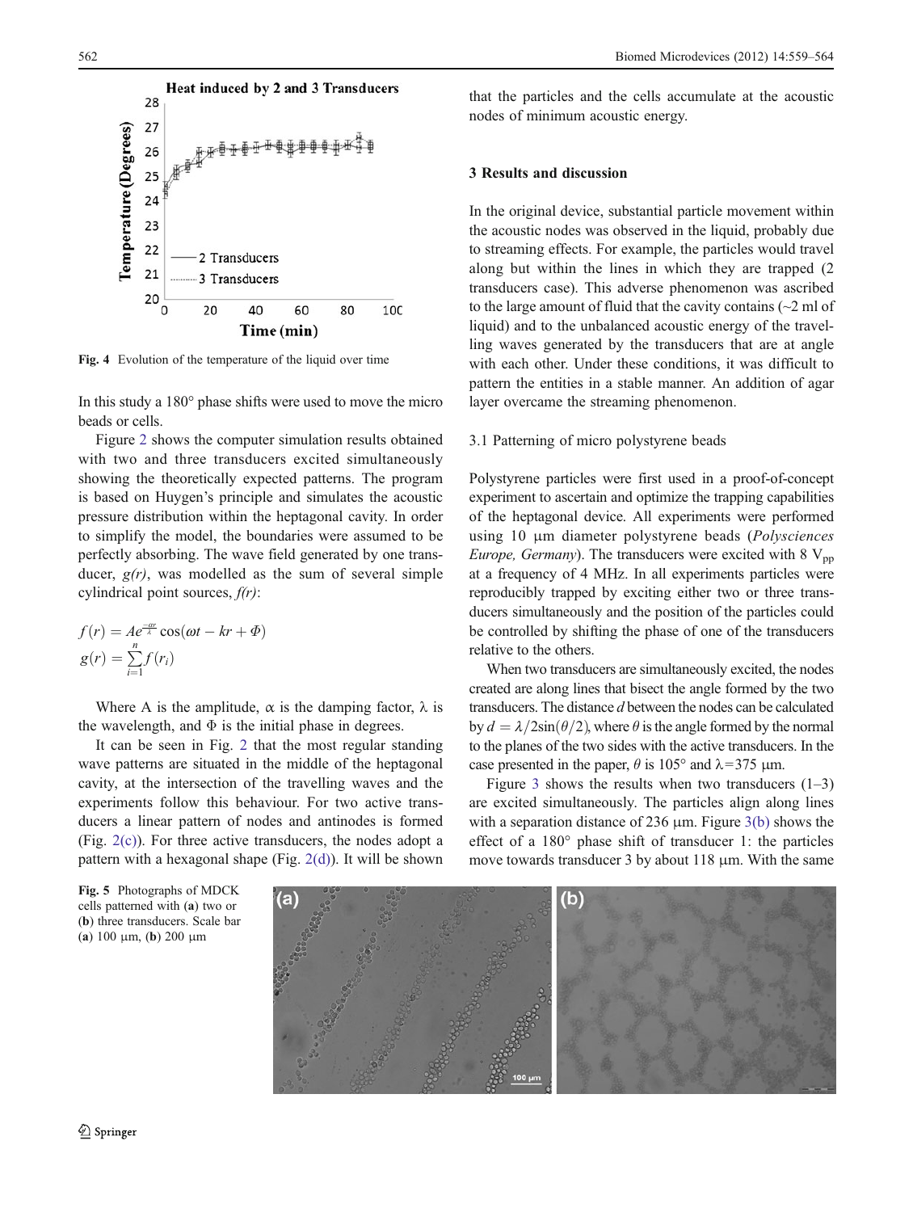Fig. 4 Evolution of the temperature of the liquid over time

In this study a 180° phase shifts were used to move the micro beads or cells.

Figure 2 shows the computer simulation results obtained with two and three transducers excited simultaneously showing the theoretically expected patterns. The program is based on Huygen's principle and simulates the acoustic pressure distribution within the heptagonal cavity. In order to simplify the model, the boundaries were assumed to be perfectly absorbing. The wave field generated by one transducer, *g(r)*, was modelled as the sum of several simple cylindrical point sources, *f(r)*:

$$f(r) = Ae^{\frac{-\alpha r}{\lambda}} \cos(\omega t - kr + \Phi)$$
$$g(r) = \sum_{i=1}^{n} f(r_i)$$

Where A is the amplitude, $\alpha$ is the damping factor, $\lambda$ is the wavelength, and $\Phi$ is the initial phase in degrees.

It can be seen in Fig. 2 that the most regular standing wave patterns are situated in the middle of the heptagonal cavity, at the intersection of the travelling waves and the experiments follow this behaviour. For two active transducers a linear pattern of nodes and antinodes is formed (Fig. 2(c)). For three active transducers, the nodes adopt a pattern with a hexagonal shape (Fig. 2(d)). It will be shown that the particles and the cells accumulate at the acoustic nodes of minimum acoustic energy.

## 3 Results and discussion

In the original device, substantial particle movement within the acoustic nodes was observed in the liquid, probably due to streaming effects. For example, the particles would travel along but within the lines in which they are trapped (2 transducers case). This adverse phenomenon was ascribed to the large amount of fluid that the cavity contains (~2 ml of liquid) and to the unbalanced acoustic energy of the travelling waves generated by the transducers that are at angle with each other. Under these conditions, it was difficult to pattern the entities in a stable manner. An addition of agar layer overcame the streaming phenomenon.

### 3.1 Patterning of micro polystyrene beads

Polystyrene particles were first used in a proof-of-concept experiment to ascertain and optimize the trapping capabilities of the heptagonal device. All experiments were performed using 10 μm diameter polystyrene beads (*Polysciences Europe, Germany*). The transducers were excited with 8 $V_{pp}$ at a frequency of 4 MHz. In all experiments particles were reproducibly trapped by exciting either two or three transducers simultaneously and the position of the particles could be controlled by shifting the phase of one of the transducers relative to the others.

When two transducers are simultaneously excited, the nodes created are along lines that bisect the angle formed by the two transducers. The distance *d* between the nodes can be calculated by $d = \lambda/2\sin(\theta/2)$, where $\theta$ is the angle formed by the normal to the planes of the two sides with the active transducers. In the case presented in the paper, $\theta$ is 105° and $\lambda$=375 μm.

Figure 3 shows the results when two transducers (1–3) are excited simultaneously. The particles align along lines with a separation distance of 236 μm. Figure 3(b) shows the effect of a 180° phase shift of transducer 1: the particles move towards transducer 3 by about 118 μm. With the same

Fig. 5 Photographs of MDCK cells patterned with (**a**) two or (**b**) three transducers. Scale bar (**a**) 100 μm, (**b**) 200 μm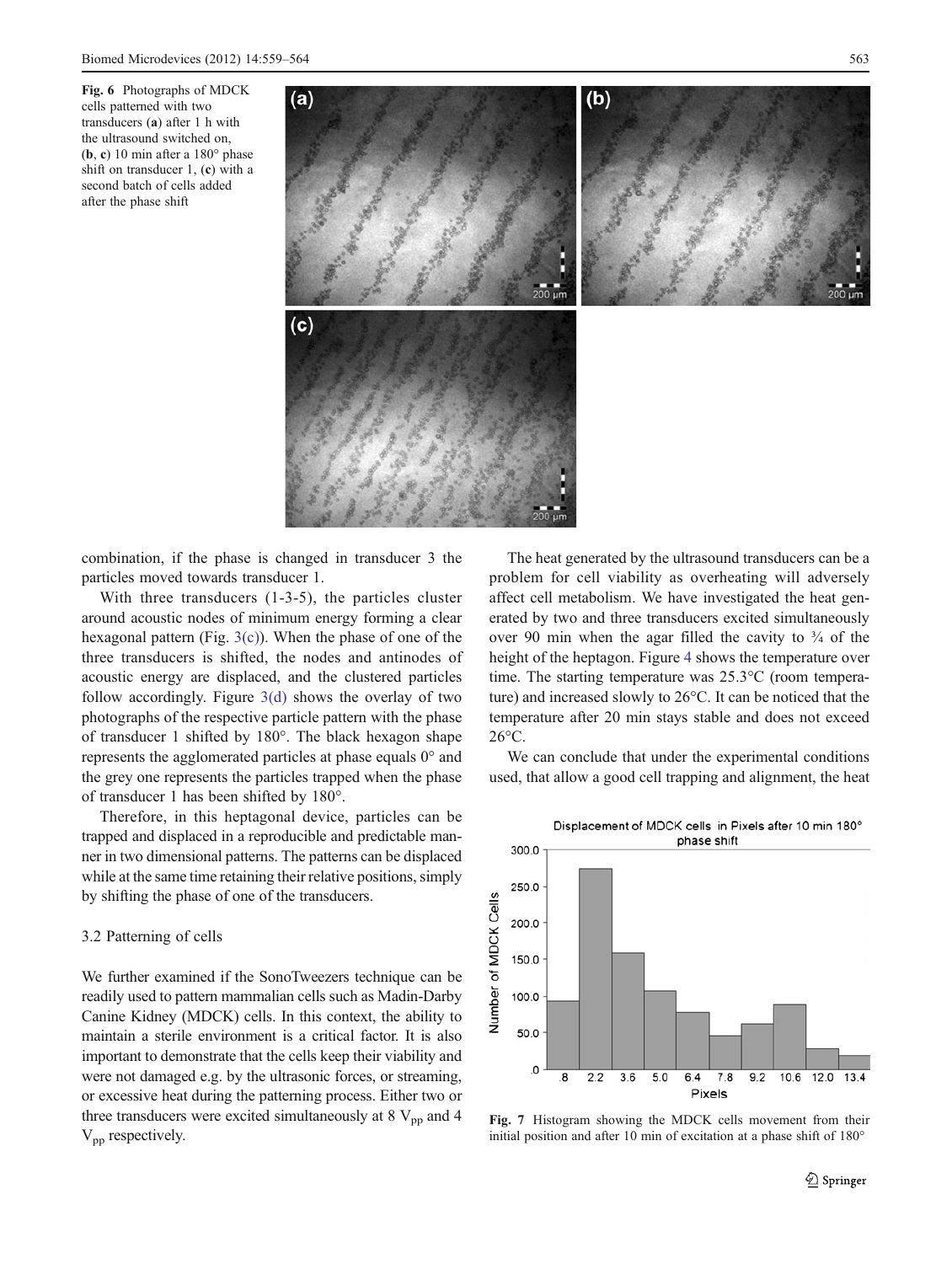Fig. 6 Photographs of MDCK cells patterned with two transducers (**a**) after 1 h with the ultrasound switched on, (**b**, **c**) 10 min after a 180° phase shift on transducer 1, (**c**) with a second batch of cells added after the phase shift

combination, if the phase is changed in transducer 3 the particles moved towards transducer 1.

With three transducers (1-3-5), the particles cluster around acoustic nodes of minimum energy forming a clear hexagonal pattern (Fig. 3(c)). When the phase of one of the three transducers is shifted, the nodes and antinodes of acoustic energy are displaced, and the clustered particles follow accordingly. Figure 3(d) shows the overlay of two photographs of the respective particle pattern with the phase of transducer 1 shifted by 180°. The black hexagon shape represents the agglomerated particles at phase equals 0° and the grey one represents the particles trapped when the phase of transducer 1 has been shifted by 180°.

Therefore, in this heptagonal device, particles can be trapped and displaced in a reproducible and predictable manner in two dimensional patterns. The patterns can be displaced while at the same time retaining their relative positions, simply by shifting the phase of one of the transducers.

### 3.2 Patterning of cells

We further examined if the SonoTweezers technique can be readily used to pattern mammalian cells such as Madin-Darby Canine Kidney (MDCK) cells. In this context, the ability to maintain a sterile environment is a critical factor. It is also important to demonstrate that the cells keep their viability and were not damaged e.g. by the ultrasonic forces, or streaming, or excessive heat during the patterning process. Either two or three transducers were excited simultaneously at 8 $V_{pp}$ and 4 $V_{pp}$ respectively.

The heat generated by the ultrasound transducers can be a problem for cell viability as overheating will adversely affect cell metabolism. We have investigated the heat generated by two and three transducers excited simultaneously over 90 min when the agar filled the cavity to ¾ of the height of the heptagon. Figure 4 shows the temperature over time. The starting temperature was 25.3°C (room temperature) and increased slowly to 26°C. It can be noticed that the temperature after 20 min stays stable and does not exceed 26°C.

We can conclude that under the experimental conditions used, that allow a good cell trapping and alignment, the heat

Fig. 7 Histogram showing the MDCK cells movement from their initial position and after 10 min of excitation at a phase shift of 180°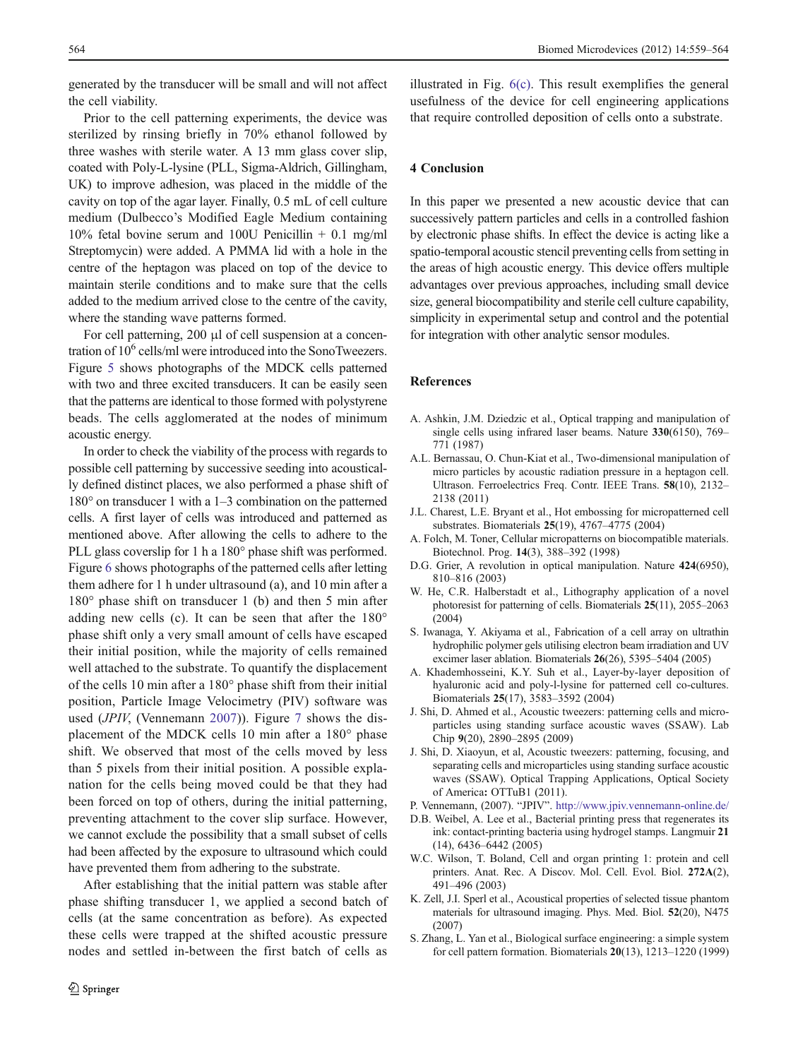generated by the transducer will be small and will not affect the cell viability.

Prior to the cell patterning experiments, the device was sterilized by rinsing briefly in 70% ethanol followed by three washes with sterile water. A 13 mm glass cover slip, coated with Poly-L-lysine (PLL, Sigma-Aldrich, Gillingham, UK) to improve adhesion, was placed in the middle of the cavity on top of the agar layer. Finally, 0.5 mL of cell culture medium (Dulbecco's Modified Eagle Medium containing 10% fetal bovine serum and 100U Penicillin + 0.1 mg/ml Streptomycin) were added. A PMMA lid with a hole in the centre of the heptagon was placed on top of the device to maintain sterile conditions and to make sure that the cells added to the medium arrived close to the centre of the cavity, where the standing wave patterns formed.

For cell patterning, 200 μl of cell suspension at a concentration of $10^6$ cells/ml were introduced into the SonoTweezers. Figure 5 shows photographs of the MDCK cells patterned with two and three excited transducers. It can be easily seen that the patterns are identical to those formed with polystyrene beads. The cells agglomerated at the nodes of minimum acoustic energy.

In order to check the viability of the process with regards to possible cell patterning by successive seeding into acoustically defined distinct places, we also performed a phase shift of 180° on transducer 1 with a 1–3 combination on the patterned cells. A first layer of cells was introduced and patterned as mentioned above. After allowing the cells to adhere to the PLL glass coverslip for 1 h a 180° phase shift was performed. Figure 6 shows photographs of the patterned cells after letting them adhere for 1 h under ultrasound (a), and 10 min after a 180° phase shift on transducer 1 (b) and then 5 min after adding new cells (c). It can be seen that after the 180° phase shift only a very small amount of cells have escaped their initial position, while the majority of cells remained well attached to the substrate. To quantify the displacement of the cells 10 min after a 180° phase shift from their initial position, Particle Image Velocimetry (PIV) software was used (*JPIV*, (Vennemann 2007)). Figure 7 shows the displacement of the MDCK cells 10 min after a 180° phase shift. We observed that most of the cells moved by less than 5 pixels from their initial position. A possible explanation for the cells being moved could be that they had been forced on top of others, during the initial patterning, preventing attachment to the cover slip surface. However, we cannot exclude the possibility that a small subset of cells had been affected by the exposure to ultrasound which could have prevented them from adhering to the substrate.

After establishing that the initial pattern was stable after phase shifting transducer 1, we applied a second batch of cells (at the same concentration as before). As expected these cells were trapped at the shifted acoustic pressure nodes and settled in-between the first batch of cells as illustrated in Fig. 6(c). This result exemplifies the general usefulness of the device for cell engineering applications that require controlled deposition of cells onto a substrate.

## 4 Conclusion

In this paper we presented a new acoustic device that can successively pattern particles and cells in a controlled fashion by electronic phase shifts. In effect the device is acting like a spatio-temporal acoustic stencil preventing cells from setting in the areas of high acoustic energy. This device offers multiple advantages over previous approaches, including small device size, general biocompatibility and sterile cell culture capability, simplicity in experimental setup and control and the potential for integration with other analytic sensor modules.

## References

A. Ashkin, J.M. Dziedzic et al., Optical trapping and manipulation of single cells using infrared laser beams. Nature **330**(6150), 769–771 (1987)

A.L. Bernassau, O. Chun-Kiat et al., Two-dimensional manipulation of micro particles by acoustic radiation pressure in a heptagon cell. Ultrason. Ferroelectrics Freq. Contr. IEEE Trans. **58**(10), 2132–2138 (2011)

J.L. Charest, L.E. Bryant et al., Hot embossing for micropatterned cell substrates. Biomaterials **25**(19), 4767–4775 (2004)

A. Folch, M. Toner, Cellular micropatterns on biocompatible materials. Biotechnol. Prog. **14**(3), 388–392 (1998)

D.G. Grier, A revolution in optical manipulation. Nature **424**(6950), 810–816 (2003)

W. He, C.R. Halberstadt et al., Lithography application of a novel photoresist for patterning of cells. Biomaterials **25**(11), 2055–2063 (2004)

S. Iwanaga, Y. Akiyama et al., Fabrication of a cell array on ultrathin hydrophilic polymer gels utilising electron beam irradiation and UV excimer laser ablation. Biomaterials **26**(26), 5395–5404 (2005)

A. Khademhosseini, K.Y. Suh et al., Layer-by-layer deposition of hyaluronic acid and poly-l-lysine for patterned cell co-cultures. Biomaterials **25**(17), 3583–3592 (2004)

J. Shi, D. Ahmed et al., Acoustic tweezers: patterning cells and microparticles using standing surface acoustic waves (SSAW). Lab Chip **9**(20), 2890–2895 (2009)

J. Shi, D. Xiaoyun, et al, Acoustic tweezers: patterning, focusing, and separating cells and microparticles using standing surface acoustic waves (SSAW). Optical Trapping Applications, Optical Society of America**:** OTTuB1 (2011).

P. Vennemann, (2007). "JPIV". http://www.jpiv.vennemann-online.de/

D.B. Weibel, A. Lee et al., Bacterial printing press that regenerates its ink: contact-printing bacteria using hydrogel stamps. Langmuir **21** (14), 6436–6442 (2005)

W.C. Wilson, T. Boland, Cell and organ printing 1: protein and cell printers. Anat. Rec. A Discov. Mol. Cell. Evol. Biol. **272A**(2), 491–496 (2003)

K. Zell, J.I. Sperl et al., Acoustical properties of selected tissue phantom materials for ultrasound imaging. Phys. Med. Biol. **52**(20), N475 (2007)

S. Zhang, L. Yan et al., Biological surface engineering: a simple system for cell pattern formation. Biomaterials **20**(13), 1213–1220 (1999)